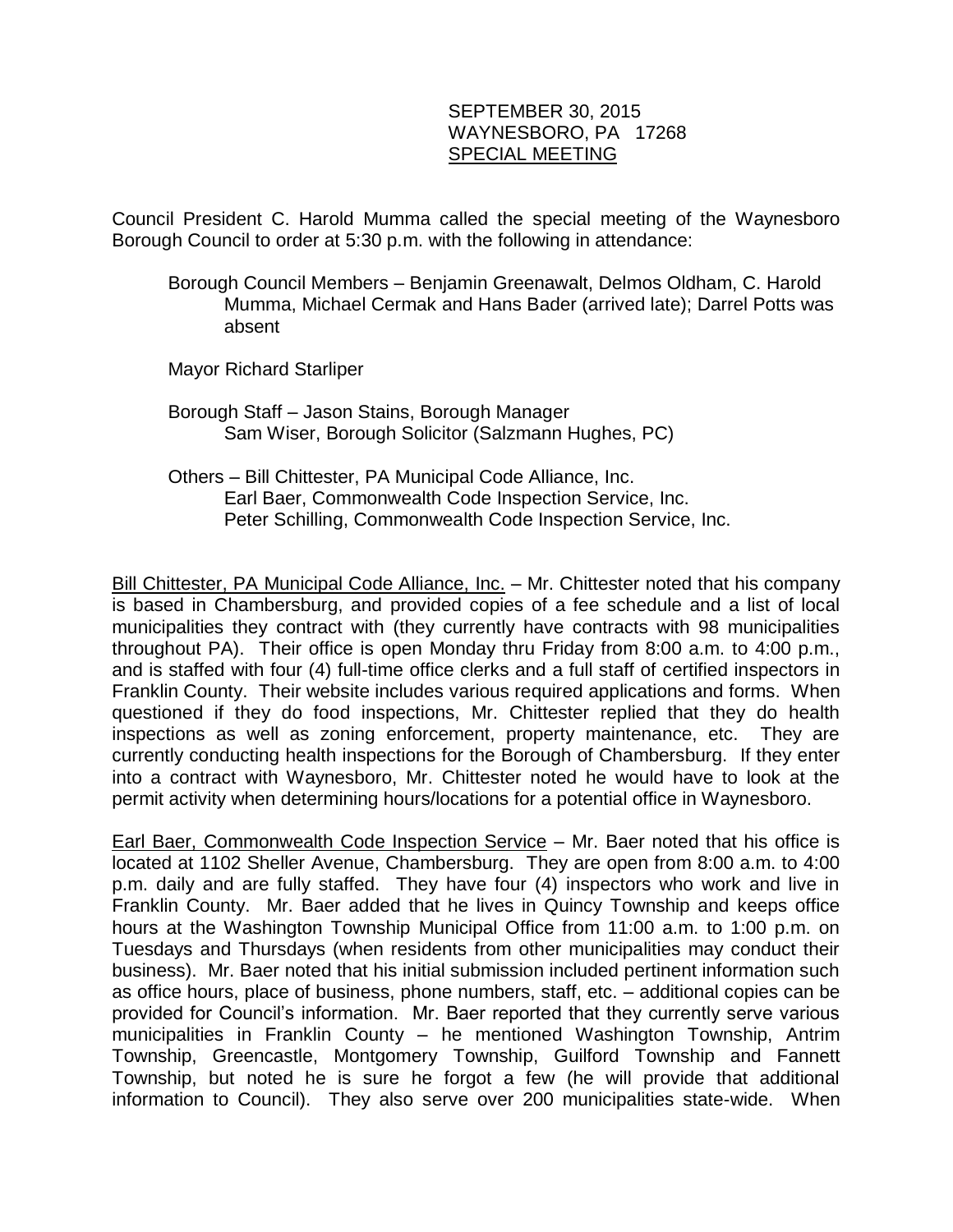SEPTEMBER 30, 2015
WAYNESBORO, PA 17268
SPECIAL MEETING

Council President C. Harold Mumma called the special meeting of the Waynesboro Borough Council to order at 5:30 p.m. with the following in attendance:

Borough Council Members – Benjamin Greenawalt, Delmos Oldham, C. Harold Mumma, Michael Cermak and Hans Bader (arrived late); Darrel Potts was absent

Mayor Richard Starliper

Borough Staff – Jason Stains, Borough Manager
Sam Wiser, Borough Solicitor (Salzmann Hughes, PC)

Others – Bill Chittester, PA Municipal Code Alliance, Inc.
Earl Baer, Commonwealth Code Inspection Service, Inc.
Peter Schilling, Commonwealth Code Inspection Service, Inc.

Bill Chittester, PA Municipal Code Alliance, Inc. – Mr. Chittester noted that his company is based in Chambersburg, and provided copies of a fee schedule and a list of local municipalities they contract with (they currently have contracts with 98 municipalities throughout PA). Their office is open Monday thru Friday from 8:00 a.m. to 4:00 p.m., and is staffed with four (4) full-time office clerks and a full staff of certified inspectors in Franklin County. Their website includes various required applications and forms. When questioned if they do food inspections, Mr. Chittester replied that they do health inspections as well as zoning enforcement, property maintenance, etc. They are currently conducting health inspections for the Borough of Chambersburg. If they enter into a contract with Waynesboro, Mr. Chittester noted he would have to look at the permit activity when determining hours/locations for a potential office in Waynesboro.

Earl Baer, Commonwealth Code Inspection Service – Mr. Baer noted that his office is located at 1102 Sheller Avenue, Chambersburg. They are open from 8:00 a.m. to 4:00 p.m. daily and are fully staffed. They have four (4) inspectors who work and live in Franklin County. Mr. Baer added that he lives in Quincy Township and keeps office hours at the Washington Township Municipal Office from 11:00 a.m. to 1:00 p.m. on Tuesdays and Thursdays (when residents from other municipalities may conduct their business). Mr. Baer noted that his initial submission included pertinent information such as office hours, place of business, phone numbers, staff, etc. – additional copies can be provided for Council's information. Mr. Baer reported that they currently serve various municipalities in Franklin County – he mentioned Washington Township, Antrim Township, Greencastle, Montgomery Township, Guilford Township and Fannett Township, but noted he is sure he forgot a few (he will provide that additional information to Council). They also serve over 200 municipalities state-wide. When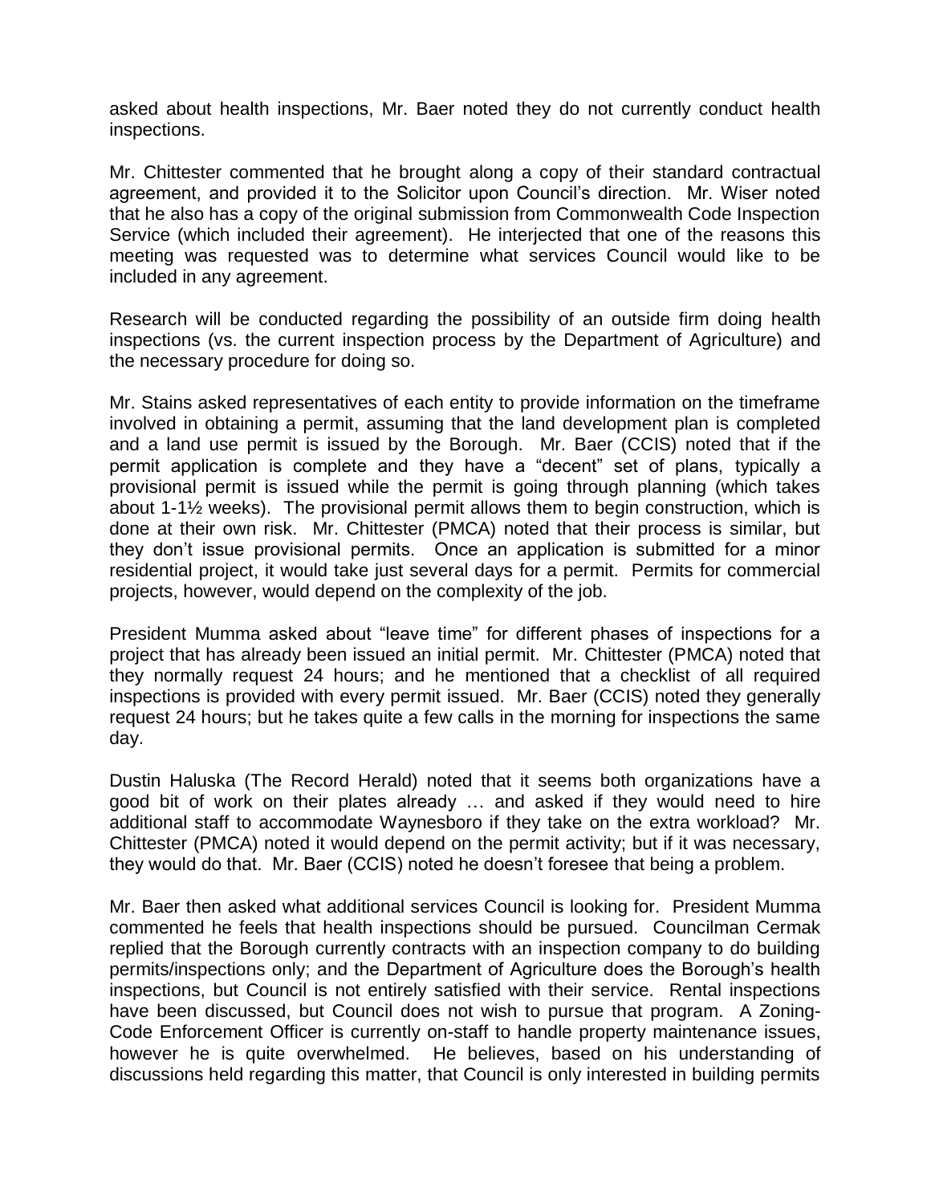asked about health inspections, Mr. Baer noted they do not currently conduct health inspections.

Mr. Chittester commented that he brought along a copy of their standard contractual agreement, and provided it to the Solicitor upon Council's direction. Mr. Wiser noted that he also has a copy of the original submission from Commonwealth Code Inspection Service (which included their agreement). He interjected that one of the reasons this meeting was requested was to determine what services Council would like to be included in any agreement.

Research will be conducted regarding the possibility of an outside firm doing health inspections (vs. the current inspection process by the Department of Agriculture) and the necessary procedure for doing so.

Mr. Stains asked representatives of each entity to provide information on the timeframe involved in obtaining a permit, assuming that the land development plan is completed and a land use permit is issued by the Borough. Mr. Baer (CCIS) noted that if the permit application is complete and they have a "decent" set of plans, typically a provisional permit is issued while the permit is going through planning (which takes about 1-1½ weeks). The provisional permit allows them to begin construction, which is done at their own risk. Mr. Chittester (PMCA) noted that their process is similar, but they don't issue provisional permits. Once an application is submitted for a minor residential project, it would take just several days for a permit. Permits for commercial projects, however, would depend on the complexity of the job.

President Mumma asked about "leave time" for different phases of inspections for a project that has already been issued an initial permit. Mr. Chittester (PMCA) noted that they normally request 24 hours; and he mentioned that a checklist of all required inspections is provided with every permit issued. Mr. Baer (CCIS) noted they generally request 24 hours; but he takes quite a few calls in the morning for inspections the same day.

Dustin Haluska (The Record Herald) noted that it seems both organizations have a good bit of work on their plates already … and asked if they would need to hire additional staff to accommodate Waynesboro if they take on the extra workload? Mr. Chittester (PMCA) noted it would depend on the permit activity; but if it was necessary, they would do that. Mr. Baer (CCIS) noted he doesn't foresee that being a problem.

Mr. Baer then asked what additional services Council is looking for. President Mumma commented he feels that health inspections should be pursued. Councilman Cermak replied that the Borough currently contracts with an inspection company to do building permits/inspections only; and the Department of Agriculture does the Borough's health inspections, but Council is not entirely satisfied with their service. Rental inspections have been discussed, but Council does not wish to pursue that program. A Zoning-Code Enforcement Officer is currently on-staff to handle property maintenance issues, however he is quite overwhelmed. He believes, based on his understanding of discussions held regarding this matter, that Council is only interested in building permits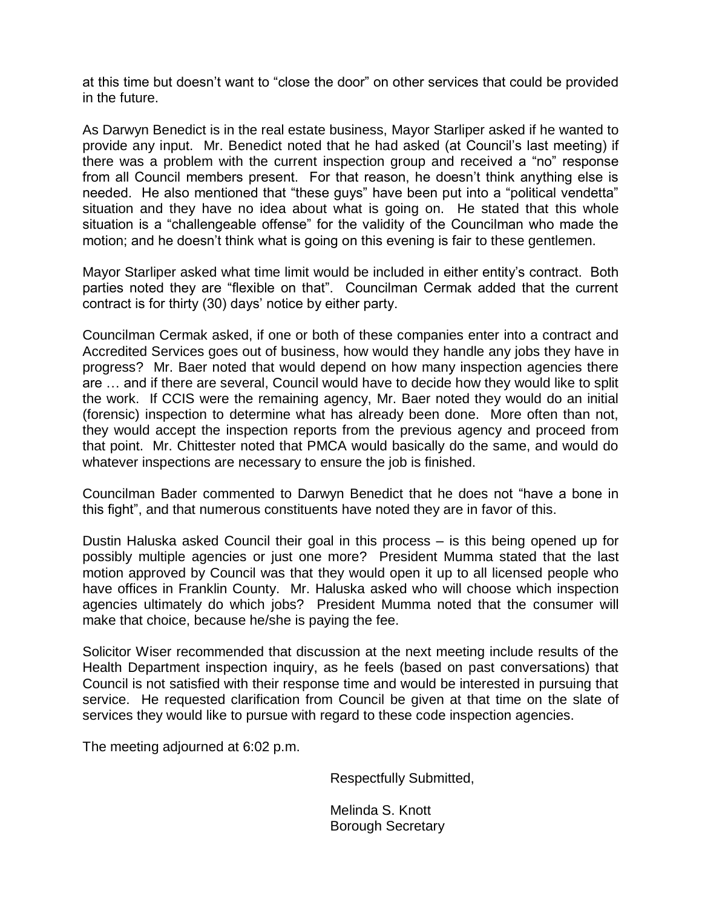at this time but doesn't want to "close the door" on other services that could be provided in the future.

As Darwyn Benedict is in the real estate business, Mayor Starliper asked if he wanted to provide any input. Mr. Benedict noted that he had asked (at Council's last meeting) if there was a problem with the current inspection group and received a "no" response from all Council members present. For that reason, he doesn't think anything else is needed. He also mentioned that "these guys" have been put into a "political vendetta" situation and they have no idea about what is going on. He stated that this whole situation is a "challengeable offense" for the validity of the Councilman who made the motion; and he doesn't think what is going on this evening is fair to these gentlemen.

Mayor Starliper asked what time limit would be included in either entity's contract. Both parties noted they are "flexible on that". Councilman Cermak added that the current contract is for thirty (30) days' notice by either party.

Councilman Cermak asked, if one or both of these companies enter into a contract and Accredited Services goes out of business, how would they handle any jobs they have in progress? Mr. Baer noted that would depend on how many inspection agencies there are … and if there are several, Council would have to decide how they would like to split the work. If CCIS were the remaining agency, Mr. Baer noted they would do an initial (forensic) inspection to determine what has already been done. More often than not, they would accept the inspection reports from the previous agency and proceed from that point. Mr. Chittester noted that PMCA would basically do the same, and would do whatever inspections are necessary to ensure the job is finished.

Councilman Bader commented to Darwyn Benedict that he does not "have a bone in this fight", and that numerous constituents have noted they are in favor of this.

Dustin Haluska asked Council their goal in this process – is this being opened up for possibly multiple agencies or just one more? President Mumma stated that the last motion approved by Council was that they would open it up to all licensed people who have offices in Franklin County. Mr. Haluska asked who will choose which inspection agencies ultimately do which jobs? President Mumma noted that the consumer will make that choice, because he/she is paying the fee.

Solicitor Wiser recommended that discussion at the next meeting include results of the Health Department inspection inquiry, as he feels (based on past conversations) that Council is not satisfied with their response time and would be interested in pursuing that service. He requested clarification from Council be given at that time on the slate of services they would like to pursue with regard to these code inspection agencies.

The meeting adjourned at 6:02 p.m.

Respectfully Submitted,

Melinda S. Knott
Borough Secretary